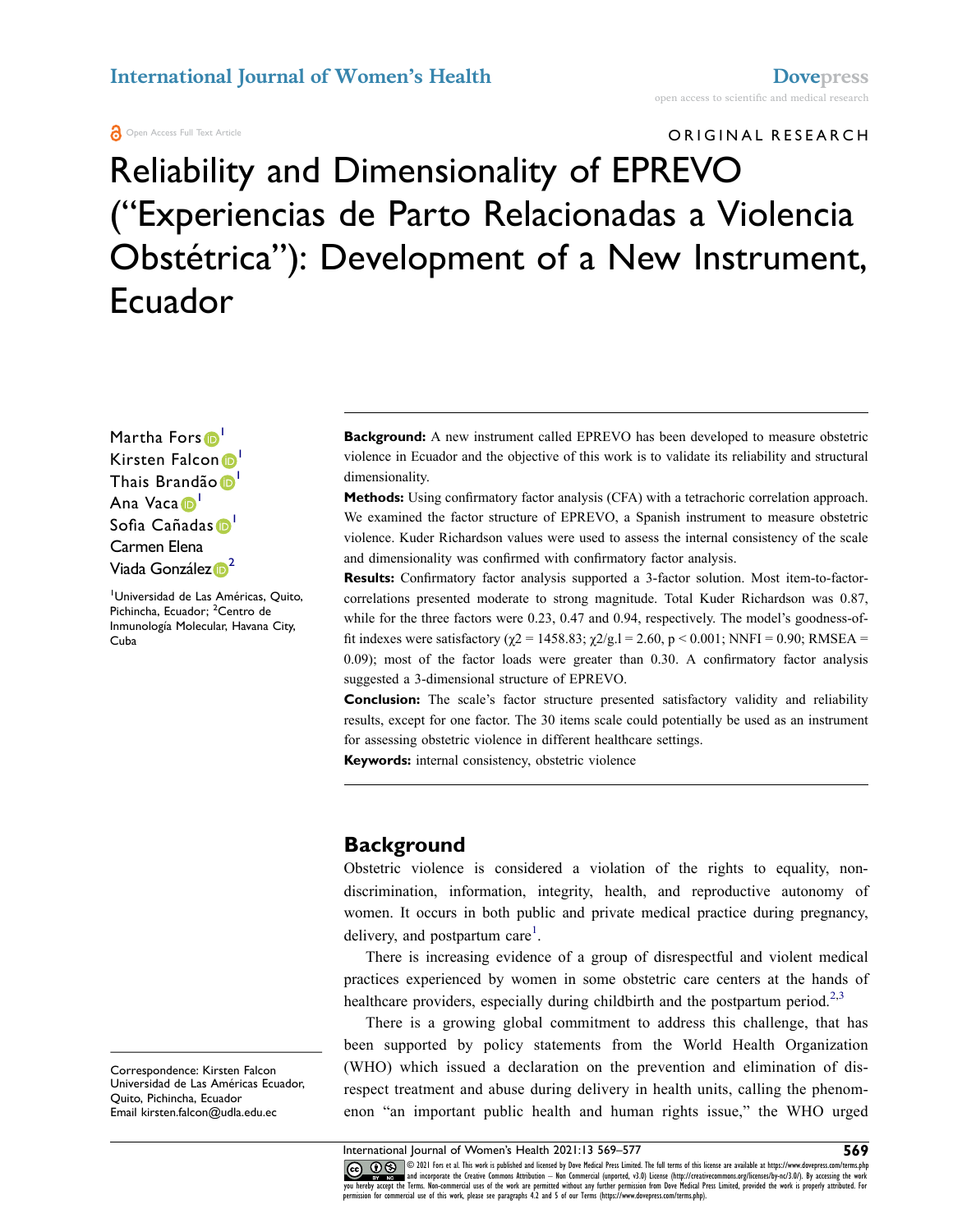Open Access Full Text Article

ORIGINAL RESEARCH

# Reliability and Dimensionality of EPREVO ("Experiencias de Parto Relacionadas a Violencia Obstétrica"): Development of a New Instrument, Ecuador

Martha Fors[1]
Kirsten Falcon[1]
Thais Brandão[1]
Ana Vaca[1]
Sofia Cañadas[1]
Carmen Elena Viada González[2]

[1]Universidad de Las Américas, Quito, Pichincha, Ecuador; [2]Centro de Inmunología Molecular, Havana City, Cuba

**Background:** A new instrument called EPREVO has been developed to measure obstetric violence in Ecuador and the objective of this work is to validate its reliability and structural dimensionality.

**Methods:** Using confirmatory factor analysis (CFA) with a tetrachoric correlation approach. We examined the factor structure of EPREVO, a Spanish instrument to measure obstetric violence. Kuder Richardson values were used to assess the internal consistency of the scale and dimensionality was confirmed with confirmatory factor analysis.

**Results:** Confirmatory factor analysis supported a 3-factor solution. Most item-to-factor-correlations presented moderate to strong magnitude. Total Kuder Richardson was 0.87, while for the three factors were 0.23, 0.47 and 0.94, respectively. The model's goodness-of-fit indexes were satisfactory ($\chi2 = 1458.83$; $\chi2/g.l = 2.60$, $p < 0.001$; NNFI = 0.90; RMSEA = 0.09); most of the factor loads were greater than 0.30. A confirmatory factor analysis suggested a 3-dimensional structure of EPREVO.

**Conclusion:** The scale's factor structure presented satisfactory validity and reliability results, except for one factor. The 30 items scale could potentially be used as an instrument for assessing obstetric violence in different healthcare settings.

**Keywords:** internal consistency, obstetric violence

Correspondence: Kirsten Falcon
Universidad de Las Américas Ecuador, Quito, Pichincha, Ecuador
Email kirsten.falcon@udla.edu.ec

## Background

Obstetric violence is considered a violation of the rights to equality, non-discrimination, information, integrity, health, and reproductive autonomy of women. It occurs in both public and private medical practice during pregnancy, delivery, and postpartum care[1].

There is increasing evidence of a group of disrespectful and violent medical practices experienced by women in some obstetric care centers at the hands of healthcare providers, especially during childbirth and the postpartum period.[2,3]

There is a growing global commitment to address this challenge, that has been supported by policy statements from the World Health Organization (WHO) which issued a declaration on the prevention and elimination of disrespect treatment and abuse during delivery in health units, calling the phenomenon "an important public health and human rights issue," the WHO urged

© 2021 Fors et al. This work is published and licensed by Dove Medical Press Limited. The full terms of this license are available at https://www.dovepress.com/terms.php and incorporate the Creative Commons Attribution – Non Commercial (unported, v3.0) License (http://creativecommons.org/licenses/by-nc/3.0/). By accessing the work you hereby accept the Terms. Non-commercial uses of the work are permitted without any further permission from Dove Medical Press Limited, provided the work is properly attributed. For permission for commercial use of this work, please see paragraphs 4.2 and 5 of our Terms (https://www.dovepress.com/terms.php).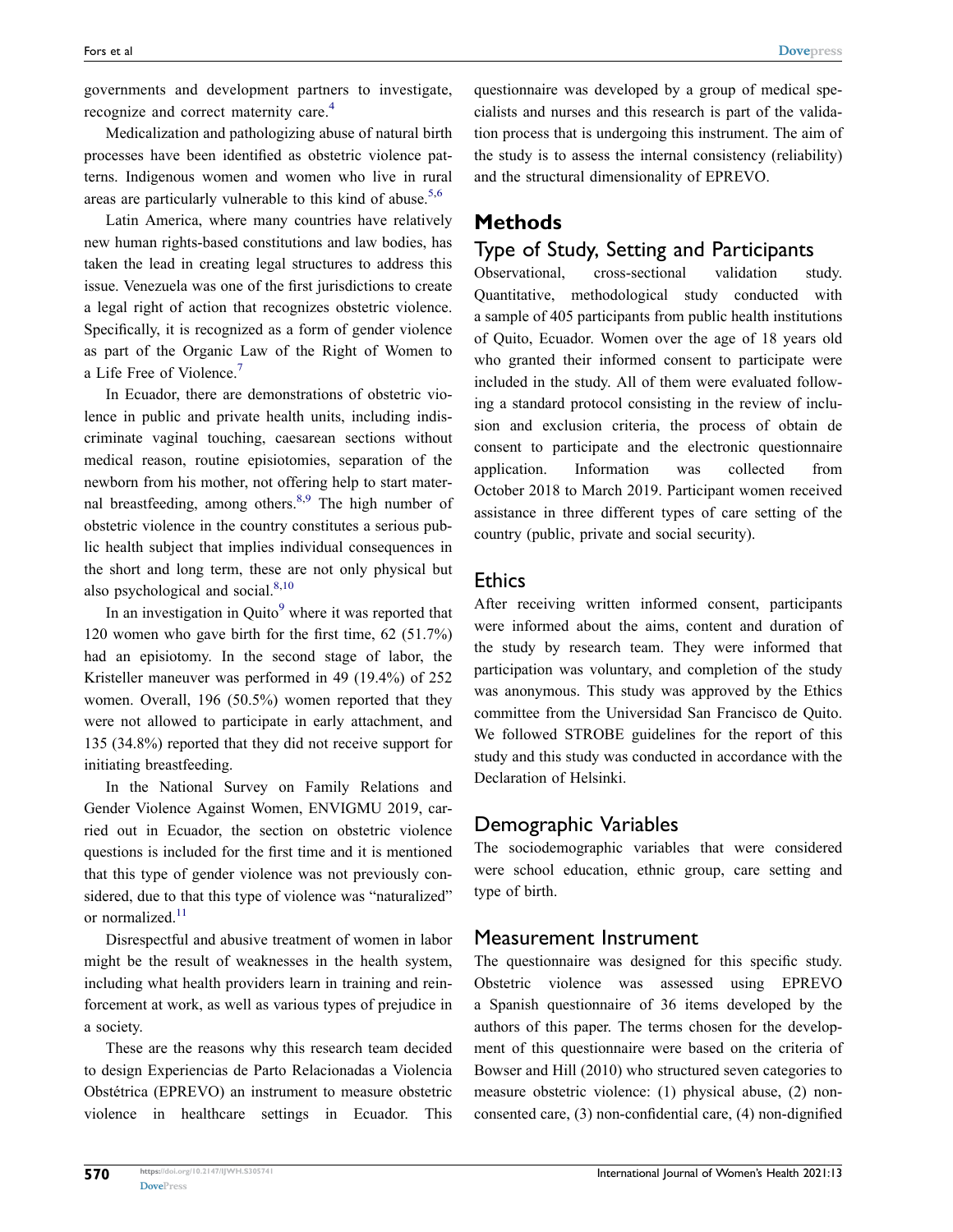governments and development partners to investigate, recognize and correct maternity care.[4]

Medicalization and pathologizing abuse of natural birth processes have been identified as obstetric violence patterns. Indigenous women and women who live in rural areas are particularly vulnerable to this kind of abuse.[5,6]

Latin America, where many countries have relatively new human rights-based constitutions and law bodies, has taken the lead in creating legal structures to address this issue. Venezuela was one of the first jurisdictions to create a legal right of action that recognizes obstetric violence. Specifically, it is recognized as a form of gender violence as part of the Organic Law of the Right of Women to a Life Free of Violence.[7]

In Ecuador, there are demonstrations of obstetric violence in public and private health units, including indiscriminate vaginal touching, caesarean sections without medical reason, routine episiotomies, separation of the newborn from his mother, not offering help to start maternal breastfeeding, among others.[8,9] The high number of obstetric violence in the country constitutes a serious public health subject that implies individual consequences in the short and long term, these are not only physical but also psychological and social.[8,10]

In an investigation in Quito[9] where it was reported that 120 women who gave birth for the first time, 62 (51.7%) had an episiotomy. In the second stage of labor, the Kristeller maneuver was performed in 49 (19.4%) of 252 women. Overall, 196 (50.5%) women reported that they were not allowed to participate in early attachment, and 135 (34.8%) reported that they did not receive support for initiating breastfeeding.

In the National Survey on Family Relations and Gender Violence Against Women, ENVIGMU 2019, carried out in Ecuador, the section on obstetric violence questions is included for the first time and it is mentioned that this type of gender violence was not previously considered, due to that this type of violence was "naturalized" or normalized.[11]

Disrespectful and abusive treatment of women in labor might be the result of weaknesses in the health system, including what health providers learn in training and reinforcement at work, as well as various types of prejudice in a society.

These are the reasons why this research team decided to design Experiencias de Parto Relacionadas a Violencia Obstétrica (EPREVO) an instrument to measure obstetric violence in healthcare settings in Ecuador. This questionnaire was developed by a group of medical specialists and nurses and this research is part of the validation process that is undergoing this instrument. The aim of the study is to assess the internal consistency (reliability) and the structural dimensionality of EPREVO.

## Methods

### Type of Study, Setting and Participants

Observational, cross-sectional validation study. Quantitative, methodological study conducted with a sample of 405 participants from public health institutions of Quito, Ecuador. Women over the age of 18 years old who granted their informed consent to participate were included in the study. All of them were evaluated following a standard protocol consisting in the review of inclusion and exclusion criteria, the process of obtain de consent to participate and the electronic questionnaire application. Information was collected from October 2018 to March 2019. Participant women received assistance in three different types of care setting of the country (public, private and social security).

### Ethics

After receiving written informed consent, participants were informed about the aims, content and duration of the study by research team. They were informed that participation was voluntary, and completion of the study was anonymous. This study was approved by the Ethics committee from the Universidad San Francisco de Quito. We followed STROBE guidelines for the report of this study and this study was conducted in accordance with the Declaration of Helsinki.

### Demographic Variables

The sociodemographic variables that were considered were school education, ethnic group, care setting and type of birth.

### Measurement Instrument

The questionnaire was designed for this specific study. Obstetric violence was assessed using EPREVO a Spanish questionnaire of 36 items developed by the authors of this paper. The terms chosen for the development of this questionnaire were based on the criteria of Bowser and Hill (2010) who structured seven categories to measure obstetric violence: (1) physical abuse, (2) non-consented care, (3) non-confidential care, (4) non-dignified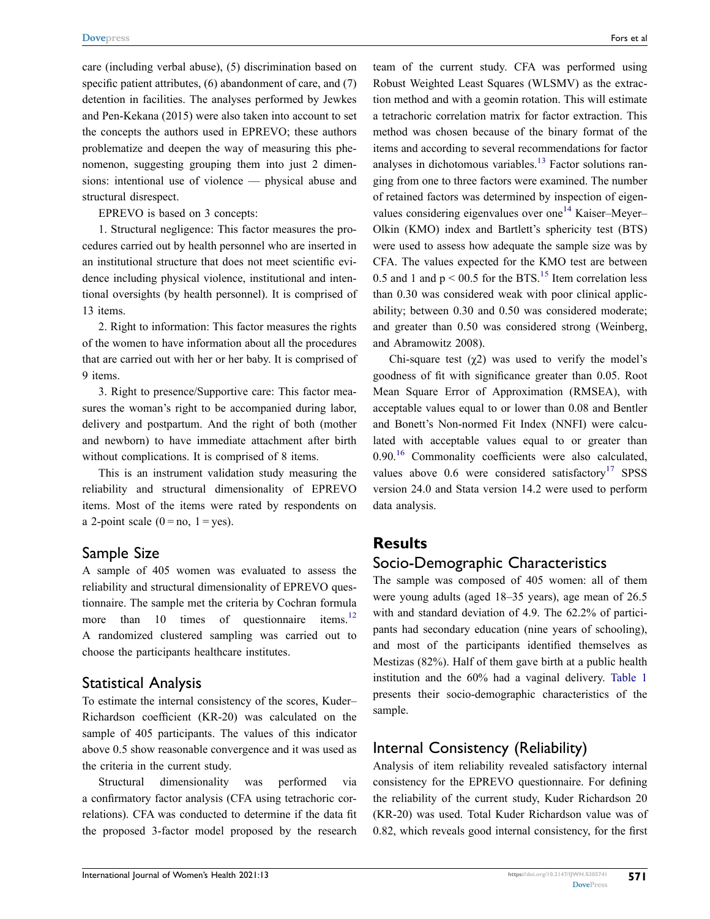care (including verbal abuse), (5) discrimination based on specific patient attributes, (6) abandonment of care, and (7) detention in facilities. The analyses performed by Jewkes and Pen-Kekana (2015) were also taken into account to set the concepts the authors used in EPREVO; these authors problematize and deepen the way of measuring this phenomenon, suggesting grouping them into just 2 dimensions: intentional use of violence — physical abuse and structural disrespect.

EPREVO is based on 3 concepts:

1. Structural negligence: This factor measures the procedures carried out by health personnel who are inserted in an institutional structure that does not meet scientific evidence including physical violence, institutional and intentional oversights (by health personnel). It is comprised of 13 items.

2. Right to information: This factor measures the rights of the women to have information about all the procedures that are carried out with her or her baby. It is comprised of 9 items.

3. Right to presence/Supportive care: This factor measures the woman's right to be accompanied during labor, delivery and postpartum. And the right of both (mother and newborn) to have immediate attachment after birth without complications. It is comprised of 8 items.

This is an instrument validation study measuring the reliability and structural dimensionality of EPREVO items. Most of the items were rated by respondents on a 2-point scale (0 = no, 1 = yes).

## Sample Size

A sample of 405 women was evaluated to assess the reliability and structural dimensionality of EPREVO questionnaire. The sample met the criteria by Cochran formula more than 10 times of questionnaire items.[12] A randomized clustered sampling was carried out to choose the participants healthcare institutes.

## Statistical Analysis

To estimate the internal consistency of the scores, Kuder–Richardson coefficient (KR-20) was calculated on the sample of 405 participants. The values of this indicator above 0.5 show reasonable convergence and it was used as the criteria in the current study.

Structural dimensionality was performed via a confirmatory factor analysis (CFA using tetrachoric correlations). CFA was conducted to determine if the data fit the proposed 3-factor model proposed by the research team of the current study. CFA was performed using Robust Weighted Least Squares (WLSMV) as the extraction method and with a geomin rotation. This will estimate a tetrachoric correlation matrix for factor extraction. This method was chosen because of the binary format of the items and according to several recommendations for factor analyses in dichotomous variables.[13] Factor solutions ranging from one to three factors were examined. The number of retained factors was determined by inspection of eigenvalues considering eigenvalues over one[14] Kaiser–Meyer–Olkin (KMO) index and Bartlett's sphericity test (BTS) were used to assess how adequate the sample size was by CFA. The values expected for the KMO test are between 0.5 and 1 and $p < 00.5$ for the BTS.[15] Item correlation less than 0.30 was considered weak with poor clinical applicability; between 0.30 and 0.50 was considered moderate; and greater than 0.50 was considered strong (Weinberg, and Abramowitz 2008).

Chi-square test ($\chi 2$) was used to verify the model's goodness of fit with significance greater than 0.05. Root Mean Square Error of Approximation (RMSEA), with acceptable values equal to or lower than 0.08 and Bentler and Bonett's Non-normed Fit Index (NNFI) were calculated with acceptable values equal to or greater than 0.90.[16] Commonality coefficients were also calculated, values above 0.6 were considered satisfactory[17] SPSS version 24.0 and Stata version 14.2 were used to perform data analysis.

# Results

## Socio-Demographic Characteristics

The sample was composed of 405 women: all of them were young adults (aged 18–35 years), age mean of 26.5 with and standard deviation of 4.9. The 62.2% of participants had secondary education (nine years of schooling), and most of the participants identified themselves as Mestizas (82%). Half of them gave birth at a public health institution and the 60% had a vaginal delivery. Table 1 presents their socio-demographic characteristics of the sample.

## Internal Consistency (Reliability)

Analysis of item reliability revealed satisfactory internal consistency for the EPREVO questionnaire. For defining the reliability of the current study, Kuder Richardson 20 (KR-20) was used. Total Kuder Richardson value was of 0.82, which reveals good internal consistency, for the first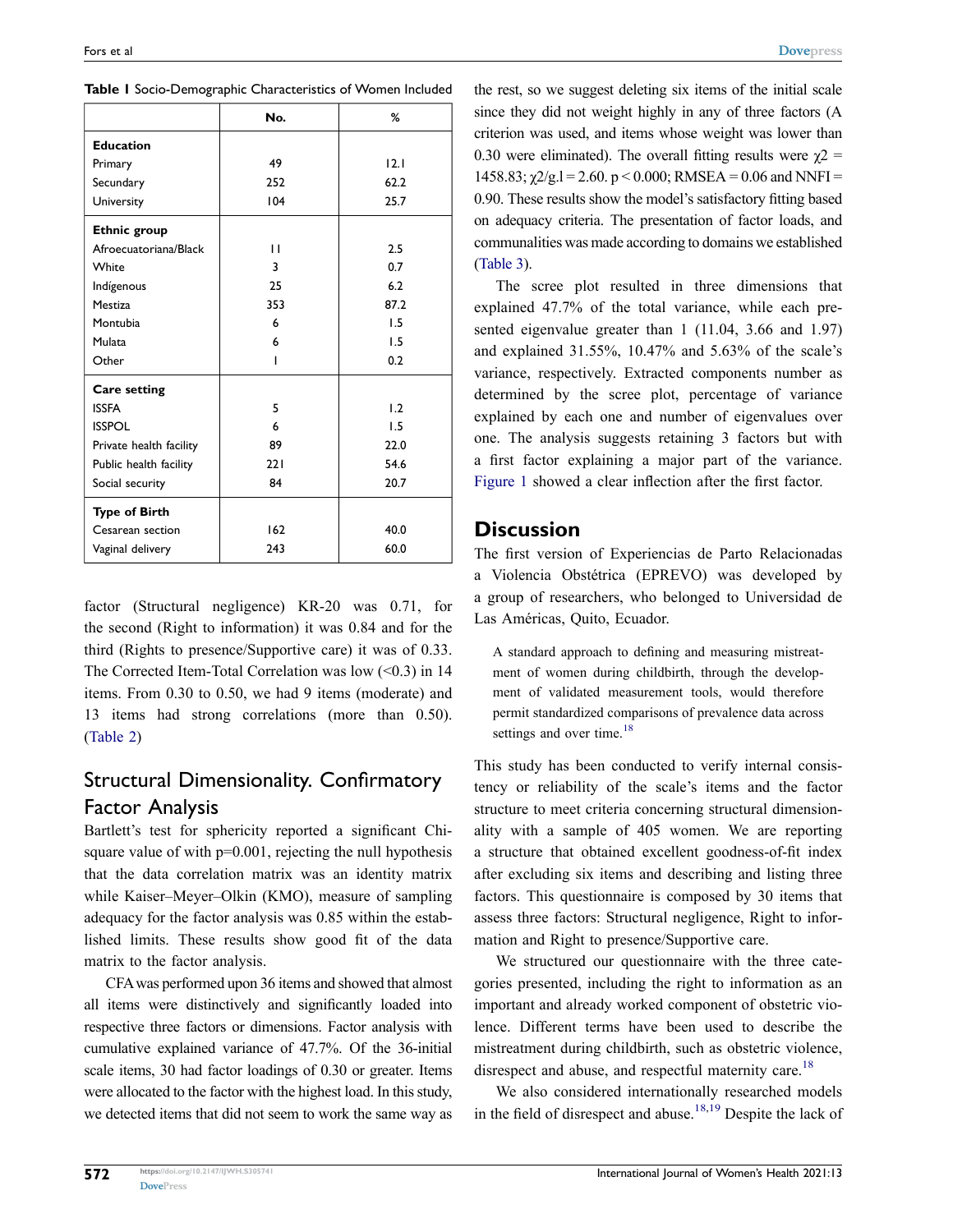**Table 1** Socio-Demographic Characteristics of Women Included

| | No. | % |
|---|---|---|
| **Education** | | |
| Primary | 49 | 12.1 |
| Secundary | 252 | 62.2 |
| University | 104 | 25.7 |
| **Ethnic group** | | |
| Afroecuatoriana/Black | 11 | 2.5 |
| White | 3 | 0.7 |
| Indígenous | 25 | 6.2 |
| Mestiza | 353 | 87.2 |
| Montubia | 6 | 1.5 |
| Mulata | 6 | 1.5 |
| Other | 1 | 0.2 |
| **Care setting** | | |
| ISSFA | 5 | 1.2 |
| ISSPOL | 6 | 1.5 |
| Private health facility | 89 | 22.0 |
| Public health facility | 221 | 54.6 |
| Social security | 84 | 20.7 |
| **Type of Birth** | | |
| Cesarean section | 162 | 40.0 |
| Vaginal delivery | 243 | 60.0 |

factor (Structural negligence) KR-20 was 0.71, for the second (Right to information) it was 0.84 and for the third (Rights to presence/Supportive care) it was of 0.33. The Corrected Item-Total Correlation was low (<0.3) in 14 items. From 0.30 to 0.50, we had 9 items (moderate) and 13 items had strong correlations (more than 0.50). (Table 2)

## Structural Dimensionality. Confirmatory Factor Analysis

Bartlett's test for sphericity reported a significant Chi-square value of with p=0.001, rejecting the null hypothesis that the data correlation matrix was an identity matrix while Kaiser–Meyer–Olkin (KMO), measure of sampling adequacy for the factor analysis was 0.85 within the established limits. These results show good fit of the data matrix to the factor analysis.

CFA was performed upon 36 items and showed that almost all items were distinctively and significantly loaded into respective three factors or dimensions. Factor analysis with cumulative explained variance of 47.7%. Of the 36-initial scale items, 30 had factor loadings of 0.30 or greater. Items were allocated to the factor with the highest load. In this study, we detected items that did not seem to work the same way as the rest, so we suggest deleting six items of the initial scale since they did not weight highly in any of three factors (A criterion was used, and items whose weight was lower than 0.30 were eliminated). The overall fitting results were $\chi2 = 1458.83$; $\chi2/g.l = 2.60$. $p < 0.000$; RMSEA = 0.06 and NNFI = 0.90. These results show the model's satisfactory fitting based on adequacy criteria. The presentation of factor loads, and communalities was made according to domains we established (Table 3).

The scree plot resulted in three dimensions that explained 47.7% of the total variance, while each presented eigenvalue greater than 1 (11.04, 3.66 and 1.97) and explained 31.55%, 10.47% and 5.63% of the scale's variance, respectively. Extracted components number as determined by the scree plot, percentage of variance explained by each one and number of eigenvalues over one. The analysis suggests retaining 3 factors but with a first factor explaining a major part of the variance. Figure 1 showed a clear inflection after the first factor.

## Discussion

The first version of Experiencias de Parto Relacionadas a Violencia Obstétrica (EPREVO) was developed by a group of researchers, who belonged to Universidad de Las Américas, Quito, Ecuador.

> A standard approach to defining and measuring mistreatment of women during childbirth, through the development of validated measurement tools, would therefore permit standardized comparisons of prevalence data across settings and over time.[18]

This study has been conducted to verify internal consistency or reliability of the scale's items and the factor structure to meet criteria concerning structural dimensionality with a sample of 405 women. We are reporting a structure that obtained excellent goodness-of-fit index after excluding six items and describing and listing three factors. This questionnaire is composed by 30 items that assess three factors: Structural negligence, Right to information and Right to presence/Supportive care.

We structured our questionnaire with the three categories presented, including the right to information as an important and already worked component of obstetric violence. Different terms have been used to describe the mistreatment during childbirth, such as obstetric violence, disrespect and abuse, and respectful maternity care.[18]

We also considered internationally researched models in the field of disrespect and abuse.[18,19] Despite the lack of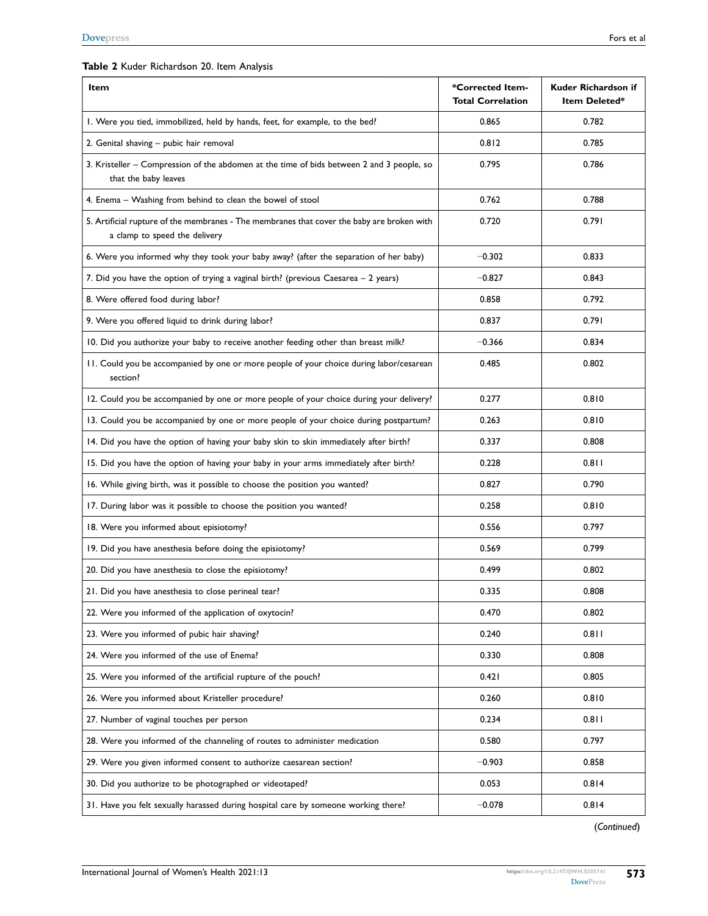**Table 2** Kuder Richardson 20. Item Analysis

| Item | *Corrected Item-Total Correlation | Kuder Richardson if Item Deleted* |
|---|---|---|
| 1. Were you tied, immobilized, held by hands, feet, for example, to the bed? | 0.865 | 0.782 |
| 2. Genital shaving – pubic hair removal | 0.812 | 0.785 |
| 3. Kristeller – Compression of the abdomen at the time of bids between 2 and 3 people, so that the baby leaves | 0.795 | 0.786 |
| 4. Enema – Washing from behind to clean the bowel of stool | 0.762 | 0.788 |
| 5. Artificial rupture of the membranes - The membranes that cover the baby are broken with a clamp to speed the delivery | 0.720 | 0.791 |
| 6. Were you informed why they took your baby away? (after the separation of her baby) | −0.302 | 0.833 |
| 7. Did you have the option of trying a vaginal birth? (previous Caesarea – 2 years) | −0.827 | 0.843 |
| 8. Were offered food during labor? | 0.858 | 0.792 |
| 9. Were you offered liquid to drink during labor? | 0.837 | 0.791 |
| 10. Did you authorize your baby to receive another feeding other than breast milk? | −0.366 | 0.834 |
| 11. Could you be accompanied by one or more people of your choice during labor/cesarean section? | 0.485 | 0.802 |
| 12. Could you be accompanied by one or more people of your choice during your delivery? | 0.277 | 0.810 |
| 13. Could you be accompanied by one or more people of your choice during postpartum? | 0.263 | 0.810 |
| 14. Did you have the option of having your baby skin to skin immediately after birth? | 0.337 | 0.808 |
| 15. Did you have the option of having your baby in your arms immediately after birth? | 0.228 | 0.811 |
| 16. While giving birth, was it possible to choose the position you wanted? | 0.827 | 0.790 |
| 17. During labor was it possible to choose the position you wanted? | 0.258 | 0.810 |
| 18. Were you informed about episiotomy? | 0.556 | 0.797 |
| 19. Did you have anesthesia before doing the episiotomy? | 0.569 | 0.799 |
| 20. Did you have anesthesia to close the episiotomy? | 0.499 | 0.802 |
| 21. Did you have anesthesia to close perineal tear? | 0.335 | 0.808 |
| 22. Were you informed of the application of oxytocin? | 0.470 | 0.802 |
| 23. Were you informed of pubic hair shaving? | 0.240 | 0.811 |
| 24. Were you informed of the use of Enema? | 0.330 | 0.808 |
| 25. Were you informed of the artificial rupture of the pouch? | 0.421 | 0.805 |
| 26. Were you informed about Kristeller procedure? | 0.260 | 0.810 |
| 27. Number of vaginal touches per person | 0.234 | 0.811 |
| 28. Were you informed of the channeling of routes to administer medication | 0.580 | 0.797 |
| 29. Were you given informed consent to authorize caesarean section? | −0.903 | 0.858 |
| 30. Did you authorize to be photographed or videotaped? | 0.053 | 0.814 |
| 31. Have you felt sexually harassed during hospital care by someone working there? | −0.078 | 0.814 |

(*Continued*)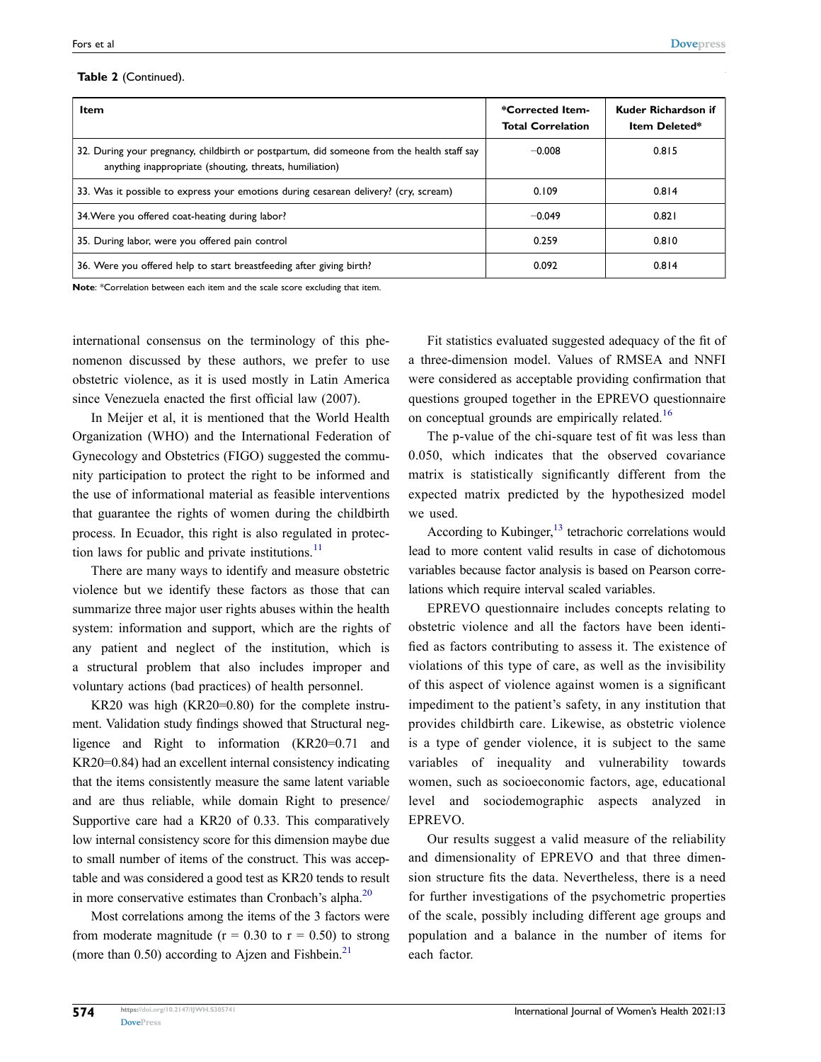**Table 2** (Continued).

| Item | *Corrected Item-Total Correlation | Kuder Richardson if Item Deleted* |
|---|---|---|
| 32. During your pregnancy, childbirth or postpartum, did someone from the health staff say anything inappropriate (shouting, threats, humiliation) | −0.008 | 0.815 |
| 33. Was it possible to express your emotions during cesarean delivery? (cry, scream) | 0.109 | 0.814 |
| 34.Were you offered coat-heating during labor? | −0.049 | 0.821 |
| 35. During labor, were you offered pain control | 0.259 | 0.810 |
| 36. Were you offered help to start breastfeeding after giving birth? | 0.092 | 0.814 |

**Note**: *Correlation between each item and the scale score excluding that item.

international consensus on the terminology of this phenomenon discussed by these authors, we prefer to use obstetric violence, as it is used mostly in Latin America since Venezuela enacted the first official law (2007).

In Meijer et al, it is mentioned that the World Health Organization (WHO) and the International Federation of Gynecology and Obstetrics (FIGO) suggested the community participation to protect the right to be informed and the use of informational material as feasible interventions that guarantee the rights of women during the childbirth process. In Ecuador, this right is also regulated in protection laws for public and private institutions.[11]

There are many ways to identify and measure obstetric violence but we identify these factors as those that can summarize three major user rights abuses within the health system: information and support, which are the rights of any patient and neglect of the institution, which is a structural problem that also includes improper and voluntary actions (bad practices) of health personnel.

KR20 was high (KR20=0.80) for the complete instrument. Validation study findings showed that Structural negligence and Right to information (KR20=0.71 and KR20=0.84) had an excellent internal consistency indicating that the items consistently measure the same latent variable and are thus reliable, while domain Right to presence/Supportive care had a KR20 of 0.33. This comparatively low internal consistency score for this dimension maybe due to small number of items of the construct. This was acceptable and was considered a good test as KR20 tends to result in more conservative estimates than Cronbach's alpha.[20]

Most correlations among the items of the 3 factors were from moderate magnitude ($r = 0.30$ to $r = 0.50$) to strong (more than 0.50) according to Ajzen and Fishbein.[21]

Fit statistics evaluated suggested adequacy of the fit of a three-dimension model. Values of RMSEA and NNFI were considered as acceptable providing confirmation that questions grouped together in the EPREVO questionnaire on conceptual grounds are empirically related.[16]

The p-value of the chi-square test of fit was less than 0.050, which indicates that the observed covariance matrix is statistically significantly different from the expected matrix predicted by the hypothesized model we used.

According to Kubinger,[13] tetrachoric correlations would lead to more content valid results in case of dichotomous variables because factor analysis is based on Pearson correlations which require interval scaled variables.

EPREVO questionnaire includes concepts relating to obstetric violence and all the factors have been identified as factors contributing to assess it. The existence of violations of this type of care, as well as the invisibility of this aspect of violence against women is a significant impediment to the patient's safety, in any institution that provides childbirth care. Likewise, as obstetric violence is a type of gender violence, it is subject to the same variables of inequality and vulnerability towards women, such as socioeconomic factors, age, educational level and sociodemographic aspects analyzed in EPREVO.

Our results suggest a valid measure of the reliability and dimensionality of EPREVO and that three dimension structure fits the data. Nevertheless, there is a need for further investigations of the psychometric properties of the scale, possibly including different age groups and population and a balance in the number of items for each factor.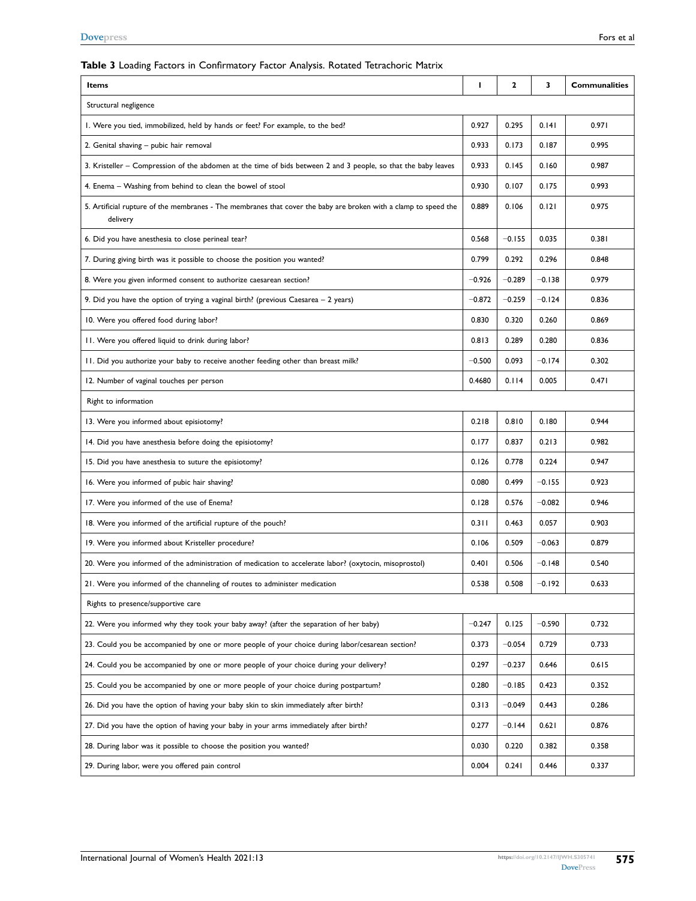**Table 3** Loading Factors in Confirmatory Factor Analysis. Rotated Tetrachoric Matrix

| Items | 1 | 2 | 3 | Communalities |
|---|---|---|---|---|
| Structural negligence | | | | |
| 1. Were you tied, immobilized, held by hands or feet? For example, to the bed? | 0.927 | 0.295 | 0.141 | 0.971 |
| 2. Genital shaving – pubic hair removal | 0.933 | 0.173 | 0.187 | 0.995 |
| 3. Kristeller – Compression of the abdomen at the time of bids between 2 and 3 people, so that the baby leaves | 0.933 | 0.145 | 0.160 | 0.987 |
| 4. Enema – Washing from behind to clean the bowel of stool | 0.930 | 0.107 | 0.175 | 0.993 |
| 5. Artificial rupture of the membranes - The membranes that cover the baby are broken with a clamp to speed the delivery | 0.889 | 0.106 | 0.121 | 0.975 |
| 6. Did you have anesthesia to close perineal tear? | 0.568 | −0.155 | 0.035 | 0.381 |
| 7. During giving birth was it possible to choose the position you wanted? | 0.799 | 0.292 | 0.296 | 0.848 |
| 8. Were you given informed consent to authorize caesarean section? | −0.926 | −0.289 | −0.138 | 0.979 |
| 9. Did you have the option of trying a vaginal birth? (previous Caesarea – 2 years) | −0.872 | −0.259 | −0.124 | 0.836 |
| 10. Were you offered food during labor? | 0.830 | 0.320 | 0.260 | 0.869 |
| 11. Were you offered liquid to drink during labor? | 0.813 | 0.289 | 0.280 | 0.836 |
| 11. Did you authorize your baby to receive another feeding other than breast milk? | −0.500 | 0.093 | −0.174 | 0.302 |
| 12. Number of vaginal touches per person | 0.4680 | 0.114 | 0.005 | 0.471 |
| Right to information | | | | |
| 13. Were you informed about episiotomy? | 0.218 | 0.810 | 0.180 | 0.944 |
| 14. Did you have anesthesia before doing the episiotomy? | 0.177 | 0.837 | 0.213 | 0.982 |
| 15. Did you have anesthesia to suture the episiotomy? | 0.126 | 0.778 | 0.224 | 0.947 |
| 16. Were you informed of pubic hair shaving? | 0.080 | 0.499 | −0.155 | 0.923 |
| 17. Were you informed of the use of Enema? | 0.128 | 0.576 | −0.082 | 0.946 |
| 18. Were you informed of the artificial rupture of the pouch? | 0.311 | 0.463 | 0.057 | 0.903 |
| 19. Were you informed about Kristeller procedure? | 0.106 | 0.509 | −0.063 | 0.879 |
| 20. Were you informed of the administration of medication to accelerate labor? (oxytocin, misoprostol) | 0.401 | 0.506 | −0.148 | 0.540 |
| 21. Were you informed of the channeling of routes to administer medication | 0.538 | 0.508 | −0.192 | 0.633 |
| Rights to presence/supportive care | | | | |
| 22. Were you informed why they took your baby away? (after the separation of her baby) | −0.247 | 0.125 | −0.590 | 0.732 |
| 23. Could you be accompanied by one or more people of your choice during labor/cesarean section? | 0.373 | −0.054 | 0.729 | 0.733 |
| 24. Could you be accompanied by one or more people of your choice during your delivery? | 0.297 | −0.237 | 0.646 | 0.615 |
| 25. Could you be accompanied by one or more people of your choice during postpartum? | 0.280 | −0.185 | 0.423 | 0.352 |
| 26. Did you have the option of having your baby skin to skin immediately after birth? | 0.313 | −0.049 | 0.443 | 0.286 |
| 27. Did you have the option of having your baby in your arms immediately after birth? | 0.277 | −0.144 | 0.621 | 0.876 |
| 28. During labor was it possible to choose the position you wanted? | 0.030 | 0.220 | 0.382 | 0.358 |
| 29. During labor, were you offered pain control | 0.004 | 0.241 | 0.446 | 0.337 |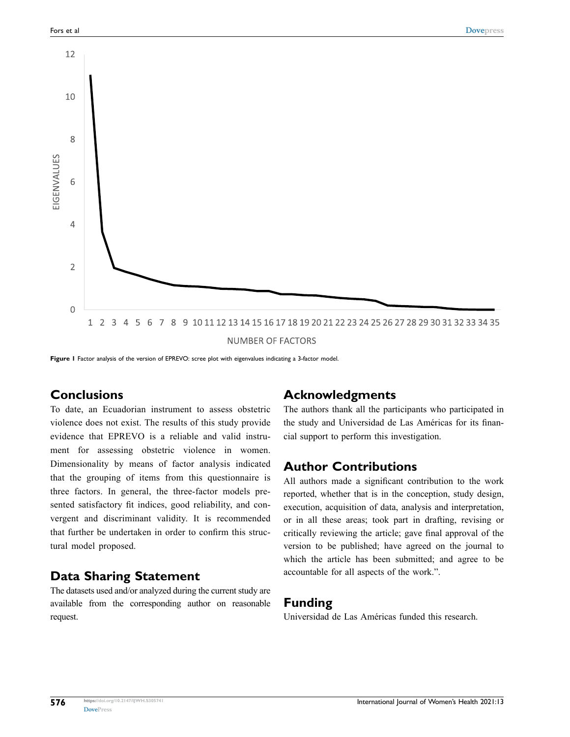Figure 1 Factor analysis of the version of EPREVO: scree plot with eigenvalues indicating a 3-factor model.

## Conclusions

To date, an Ecuadorian instrument to assess obstetric violence does not exist. The results of this study provide evidence that EPREVO is a reliable and valid instrument for assessing obstetric violence in women. Dimensionality by means of factor analysis indicated that the grouping of items from this questionnaire is three factors. In general, the three-factor models presented satisfactory fit indices, good reliability, and convergent and discriminant validity. It is recommended that further be undertaken in order to confirm this structural model proposed.

## Data Sharing Statement

The datasets used and/or analyzed during the current study are available from the corresponding author on reasonable request.

## Acknowledgments

The authors thank all the participants who participated in the study and Universidad de Las Américas for its financial support to perform this investigation.

## Author Contributions

All authors made a significant contribution to the work reported, whether that is in the conception, study design, execution, acquisition of data, analysis and interpretation, or in all these areas; took part in drafting, revising or critically reviewing the article; gave final approval of the version to be published; have agreed on the journal to which the article has been submitted; and agree to be accountable for all aspects of the work.".

## Funding

Universidad de Las Américas funded this research.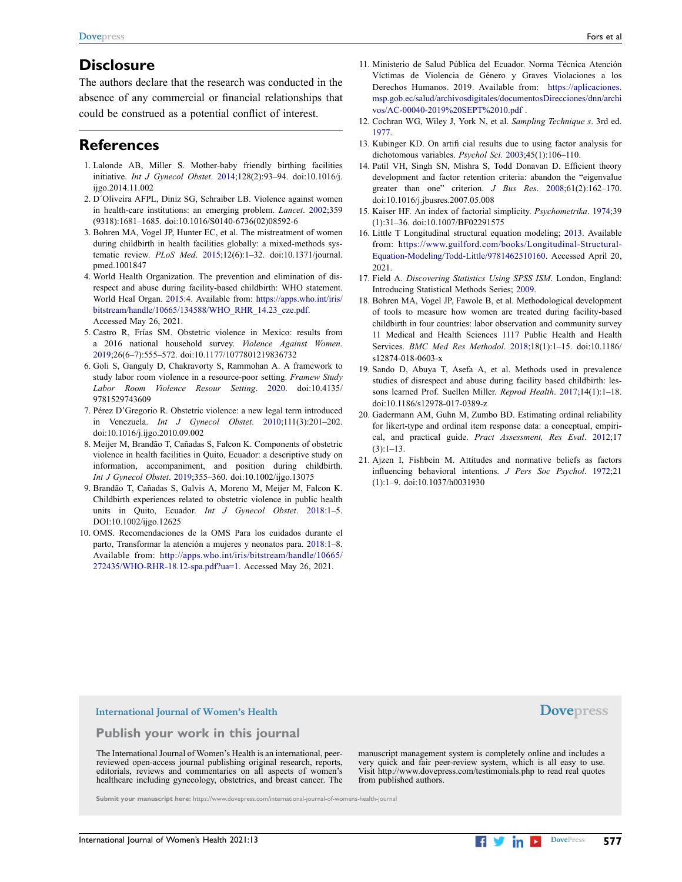## Disclosure

The authors declare that the research was conducted in the absence of any commercial or financial relationships that could be construed as a potential conflict of interest.

## References

1. Lalonde AB, Miller S. Mother-baby friendly birthing facilities initiative. *Int J Gynecol Obstet*. 2014;128(2):93–94. doi:10.1016/j.ijgo.2014.11.002
2. D´Oliveira AFPL, Diniz SG, Schraiber LB. Violence against women in health-care institutions: an emerging problem. *Lancet*. 2002;359 (9318):1681–1685. doi:10.1016/S0140-6736(02)08592-6
3. Bohren MA, Vogel JP, Hunter EC, et al. The mistreatment of women during childbirth in health facilities globally: a mixed-methods systematic review. *PLoS Med*. 2015;12(6):1–32. doi:10.1371/journal.pmed.1001847
4. World Health Organization. The prevention and elimination of disrespect and abuse during facility-based childbirth: WHO statement. World Heal Organ. 2015:4. Available from: https://apps.who.int/iris/bitstream/handle/10665/134588/WHO_RHR_14.23_cze.pdf. Accessed May 26, 2021.
5. Castro R, Frías SM. Obstetric violence in Mexico: results from a 2016 national household survey. *Violence Against Women*. 2019;26(6–7):555–572. doi:10.1177/1077801219836732
6. Goli S, Ganguly D, Chakravorty S, Rammohan A. A framework to study labor room violence in a resource-poor setting. *Framew Study Labor Room Violence Resour Setting*. 2020. doi:10.4135/9781529743609
7. Pérez D'Gregorio R. Obstetric violence: a new legal term introduced in Venezuela. *Int J Gynecol Obstet*. 2010;111(3):201–202. doi:10.1016/j.ijgo.2010.09.002
8. Meijer M, Brandão T, Cañadas S, Falcon K. Components of obstetric violence in health facilities in Quito, Ecuador: a descriptive study on information, accompaniment, and position during childbirth. *Int J Gynecol Obstet*. 2019;355–360. doi:10.1002/ijgo.13075
9. Brandão T, Cañadas S, Galvis A, Moreno M, Meijer M, Falcon K. Childbirth experiences related to obstetric violence in public health units in Quito, Ecuador. *Int J Gynecol Obstet*. 2018:1–5. DOI:10.1002/ijgo.12625
10. OMS. Recomendaciones de la OMS Para los cuidados durante el parto, Transformar la atención a mujeres y neonatos para. 2018:1–8. Available from: http://apps.who.int/iris/bitstream/handle/10665/272435/WHO-RHR-18.12-spa.pdf?ua=1. Accessed May 26, 2021.
11. Ministerio de Salud Pública del Ecuador. Norma Técnica Atención Víctimas de Violencia de Género y Graves Violaciones a los Derechos Humanos. 2019. Available from: https://aplicaciones.msp.gob.ec/salud/archivosdigitales/documentosDirecciones/dnn/archivos/AC-00040-2019%20SEPT%2010.pdf .
12. Cochran WG, Wiley J, York N, et al. *Sampling Technique s*. 3rd ed. 1977.
13. Kubinger KD. On artifi cial results due to using factor analysis for dichotomous variables. *Psychol Sci*. 2003;45(1):106–110.
14. Patil VH, Singh SN, Mishra S, Todd Donavan D. Efficient theory development and factor retention criteria: abandon the "eigenvalue greater than one" criterion. *J Bus Res*. 2008;61(2):162–170. doi:10.1016/j.jbusres.2007.05.008
15. Kaiser HF. An index of factorial simplicity. *Psychometrika*. 1974;39 (1):31–36. doi:10.1007/BF02291575
16. Little T Longitudinal structural equation modeling; 2013. Available from: https://www.guilford.com/books/Longitudinal-Structural-Equation-Modeling/Todd-Little/9781462510160. Accessed April 20, 2021.
17. Field A. *Discovering Statistics Using SPSS ISM*. London, England: Introducing Statistical Methods Series; 2009.
18. Bohren MA, Vogel JP, Fawole B, et al. Methodological development of tools to measure how women are treated during facility-based childbirth in four countries: labor observation and community survey 11 Medical and Health Sciences 1117 Public Health and Health Services. *BMC Med Res Methodol*. 2018;18(1):1–15. doi:10.1186/s12874-018-0603-x
19. Sando D, Abuya T, Asefa A, et al. Methods used in prevalence studies of disrespect and abuse during facility based childbirth: lessons learned Prof. Suellen Miller. *Reprod Health*. 2017;14(1):1–18. doi:10.1186/s12978-017-0389-z
20. Gadermann AM, Guhn M, Zumbo BD. Estimating ordinal reliability for likert-type and ordinal item response data: a conceptual, empirical, and practical guide. *Pract Assessment, Res Eval*. 2012;17 (3):1–13.
21. Ajzen I, Fishbein M. Attitudes and normative beliefs as factors influencing behavioral intentions. *J Pers Soc Psychol*. 1972;21 (1):1–9. doi:10.1037/h0031930

**International Journal of Women's Health**

**Publish your work in this journal**

The International Journal of Women's Health is an international, peer-reviewed open-access journal publishing original research, reports, editorials, reviews and commentaries on all aspects of women's healthcare including gynecology, obstetrics, and breast cancer. The manuscript management system is completely online and includes a very quick and fair peer-review system, which is all easy to use. Visit http://www.dovepress.com/testimonials.php to read real quotes from published authors.

**Submit your manuscript here:** https://www.dovepress.com/international-journal-of-womens-health-journal